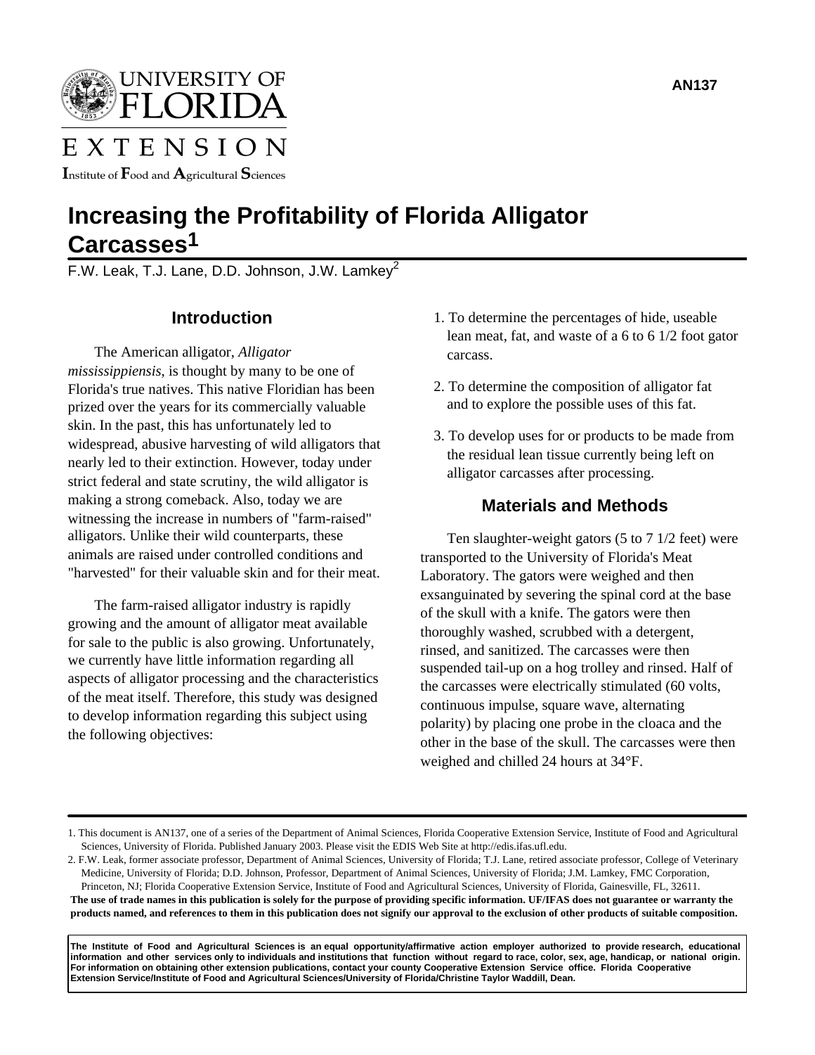UNIVERSITY OF FLORIDA

EXTENSION

Institute of Food and Agricultural Sciences

AN137

# Increasing the Profitability of Florida Alligator Carcasses[1]

F.W. Leak, T.J. Lane, D.D. Johnson, J.W. Lamkey[2]

## Introduction

The American alligator, *Alligator mississippiensis*, is thought by many to be one of Florida's true natives. This native Floridian has been prized over the years for its commercially valuable skin. In the past, this has unfortunately led to widespread, abusive harvesting of wild alligators that nearly led to their extinction. However, today under strict federal and state scrutiny, the wild alligator is making a strong comeback. Also, today we are witnessing the increase in numbers of "farm-raised" alligators. Unlike their wild counterparts, these animals are raised under controlled conditions and "harvested" for their valuable skin and for their meat.

The farm-raised alligator industry is rapidly growing and the amount of alligator meat available for sale to the public is also growing. Unfortunately, we currently have little information regarding all aspects of alligator processing and the characteristics of the meat itself. Therefore, this study was designed to develop information regarding this subject using the following objectives:

1. To determine the percentages of hide, useable lean meat, fat, and waste of a 6 to 6 1/2 foot gator carcass.
2. To determine the composition of alligator fat and to explore the possible uses of this fat.
3. To develop uses for or products to be made from the residual lean tissue currently being left on alligator carcasses after processing.

## Materials and Methods

Ten slaughter-weight gators (5 to 7 1/2 feet) were transported to the University of Florida's Meat Laboratory. The gators were weighed and then exsanguinated by severing the spinal cord at the base of the skull with a knife. The gators were then thoroughly washed, scrubbed with a detergent, rinsed, and sanitized. The carcasses were then suspended tail-up on a hog trolley and rinsed. Half of the carcasses were electrically stimulated (60 volts, continuous impulse, square wave, alternating polarity) by placing one probe in the cloaca and the other in the base of the skull. The carcasses were then weighed and chilled 24 hours at 34°F.

---

1. This document is AN137, one of a series of the Department of Animal Sciences, Florida Cooperative Extension Service, Institute of Food and Agricultural Sciences, University of Florida. Published January 2003. Please visit the EDIS Web Site at http://edis.ifas.ufl.edu.

2. F.W. Leak, former associate professor, Department of Animal Sciences, University of Florida; T.J. Lane, retired associate professor, College of Veterinary Medicine, University of Florida; D.D. Johnson, Professor, Department of Animal Sciences, University of Florida; J.M. Lamkey, FMC Corporation, Princeton, NJ; Florida Cooperative Extension Service, Institute of Food and Agricultural Sciences, University of Florida, Gainesville, FL, 32611.

**The use of trade names in this publication is solely for the purpose of providing specific information. UF/IFAS does not guarantee or warranty the products named, and references to them in this publication does not signify our approval to the exclusion of other products of suitable composition.**

**The Institute of Food and Agricultural Sciences is an equal opportunity/affirmative action employer authorized to provide research, educational information and other services only to individuals and institutions that function without regard to race, color, sex, age, handicap, or national origin. For information on obtaining other extension publications, contact your county Cooperative Extension Service office. Florida Cooperative Extension Service/Institute of Food and Agricultural Sciences/University of Florida/Christine Taylor Waddill, Dean.**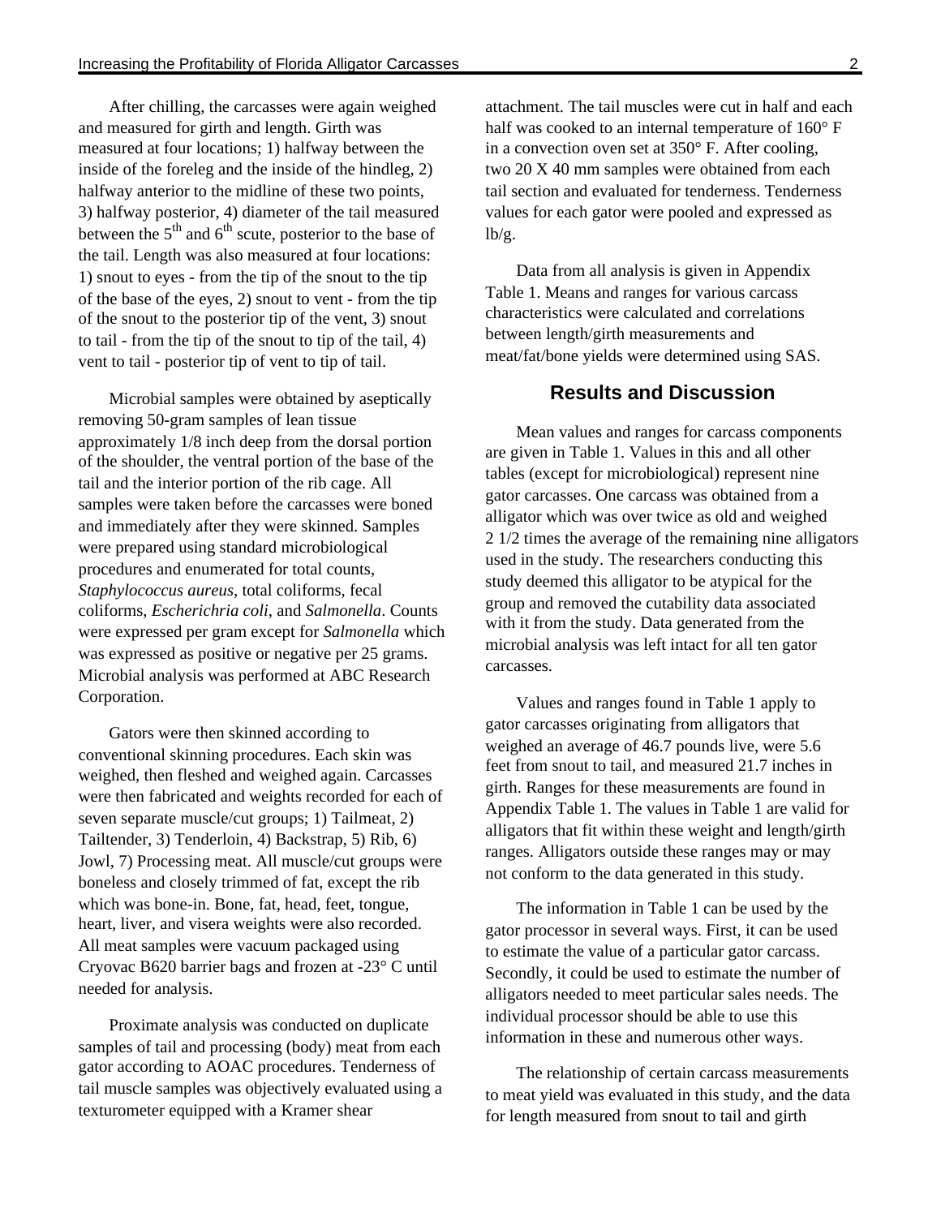After chilling, the carcasses were again weighed and measured for girth and length. Girth was measured at four locations; 1) halfway between the inside of the foreleg and the inside of the hindleg, 2) halfway anterior to the midline of these two points, 3) halfway posterior, 4) diameter of the tail measured between the $5^{th}$ and $6^{th}$ scute, posterior to the base of the tail. Length was also measured at four locations: 1) snout to eyes - from the tip of the snout to the tip of the base of the eyes, 2) snout to vent - from the tip of the snout to the posterior tip of the vent, 3) snout to tail - from the tip of the snout to tip of the tail, 4) vent to tail - posterior tip of vent to tip of tail.

Microbial samples were obtained by aseptically removing 50-gram samples of lean tissue approximately 1/8 inch deep from the dorsal portion of the shoulder, the ventral portion of the base of the tail and the interior portion of the rib cage. All samples were taken before the carcasses were boned and immediately after they were skinned. Samples were prepared using standard microbiological procedures and enumerated for total counts, *Staphylococcus aureus*, total coliforms, fecal coliforms, *Escherichia coli*, and *Salmonella*. Counts were expressed per gram except for *Salmonella* which was expressed as positive or negative per 25 grams. Microbial analysis was performed at ABC Research Corporation.

Gators were then skinned according to conventional skinning procedures. Each skin was weighed, then fleshed and weighed again. Carcasses were then fabricated and weights recorded for each of seven separate muscle/cut groups; 1) Tailmeat, 2) Tailtender, 3) Tenderloin, 4) Backstrap, 5) Rib, 6) Jowl, 7) Processing meat. All muscle/cut groups were boneless and closely trimmed of fat, except the rib which was bone-in. Bone, fat, head, feet, tongue, heart, liver, and visera weights were also recorded. All meat samples were vacuum packaged using Cryovac B620 barrier bags and frozen at -23° C until needed for analysis.

Proximate analysis was conducted on duplicate samples of tail and processing (body) meat from each gator according to AOAC procedures. Tenderness of tail muscle samples was objectively evaluated using a texturometer equipped with a Kramer shear attachment. The tail muscles were cut in half and each half was cooked to an internal temperature of 160° F in a convection oven set at 350° F. After cooling, two 20 X 40 mm samples were obtained from each tail section and evaluated for tenderness. Tenderness values for each gator were pooled and expressed as lb/g.

Data from all analysis is given in Appendix Table 1. Means and ranges for various carcass characteristics were calculated and correlations between length/girth measurements and meat/fat/bone yields were determined using SAS.

## Results and Discussion

Mean values and ranges for carcass components are given in Table 1. Values in this and all other tables (except for microbiological) represent nine gator carcasses. One carcass was obtained from a alligator which was over twice as old and weighed 2 1/2 times the average of the remaining nine alligators used in the study. The researchers conducting this study deemed this alligator to be atypical for the group and removed the cutability data associated with it from the study. Data generated from the microbial analysis was left intact for all ten gator carcasses.

Values and ranges found in Table 1 apply to gator carcasses originating from alligators that weighed an average of 46.7 pounds live, were 5.6 feet from snout to tail, and measured 21.7 inches in girth. Ranges for these measurements are found in Appendix Table 1. The values in Table 1 are valid for alligators that fit within these weight and length/girth ranges. Alligators outside these ranges may or may not conform to the data generated in this study.

The information in Table 1 can be used by the gator processor in several ways. First, it can be used to estimate the value of a particular gator carcass. Secondly, it could be used to estimate the number of alligators needed to meet particular sales needs. The individual processor should be able to use this information in these and numerous other ways.

The relationship of certain carcass measurements to meat yield was evaluated in this study, and the data for length measured from snout to tail and girth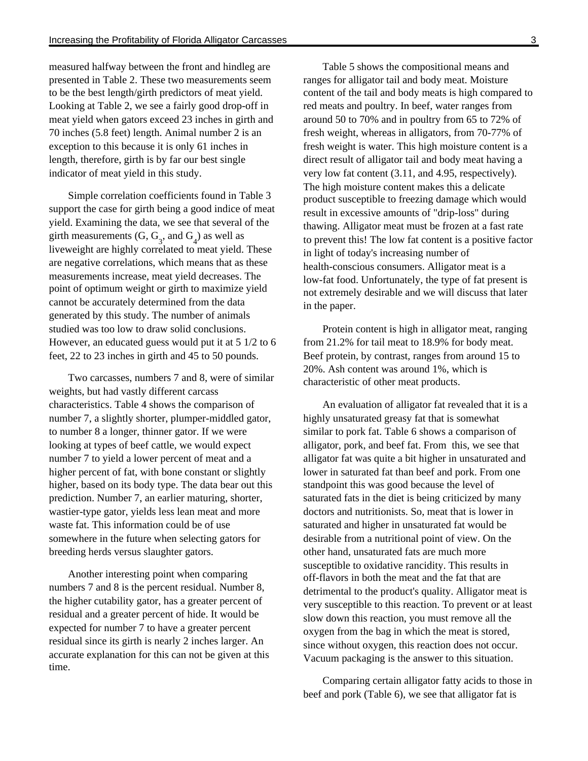measured halfway between the front and hindleg are presented in Table 2. These two measurements seem to be the best length/girth predictors of meat yield. Looking at Table 2, we see a fairly good drop-off in meat yield when gators exceed 23 inches in girth and 70 inches (5.8 feet) length. Animal number 2 is an exception to this because it is only 61 inches in length, therefore, girth is by far our best single indicator of meat yield in this study.

Simple correlation coefficients found in Table 3 support the case for girth being a good indice of meat yield. Examining the data, we see that several of the girth measurements (G, $G_3$, and $G_4$) as well as liveweight are highly correlated to meat yield. These are negative correlations, which means that as these measurements increase, meat yield decreases. The point of optimum weight or girth to maximize yield cannot be accurately determined from the data generated by this study. The number of animals studied was too low to draw solid conclusions. However, an educated guess would put it at 5 1/2 to 6 feet, 22 to 23 inches in girth and 45 to 50 pounds.

Two carcasses, numbers 7 and 8, were of similar weights, but had vastly different carcass characteristics. Table 4 shows the comparison of number 7, a slightly shorter, plumper-middled gator, to number 8 a longer, thinner gator. If we were looking at types of beef cattle, we would expect number 7 to yield a lower percent of meat and a higher percent of fat, with bone constant or slightly higher, based on its body type. The data bear out this prediction. Number 7, an earlier maturing, shorter, wastier-type gator, yields less lean meat and more waste fat. This information could be of use somewhere in the future when selecting gators for breeding herds versus slaughter gators.

Another interesting point when comparing numbers 7 and 8 is the percent residual. Number 8, the higher cutability gator, has a greater percent of residual and a greater percent of hide. It would be expected for number 7 to have a greater percent residual since its girth is nearly 2 inches larger. An accurate explanation for this can not be given at this time.

Table 5 shows the compositional means and ranges for alligator tail and body meat. Moisture content of the tail and body meats is high compared to red meats and poultry. In beef, water ranges from around 50 to 70% and in poultry from 65 to 72% of fresh weight, whereas in alligators, from 70-77% of fresh weight is water. This high moisture content is a direct result of alligator tail and body meat having a very low fat content (3.11, and 4.95, respectively). The high moisture content makes this a delicate product susceptible to freezing damage which would result in excessive amounts of "drip-loss" during thawing. Alligator meat must be frozen at a fast rate to prevent this! The low fat content is a positive factor in light of today's increasing number of health-conscious consumers. Alligator meat is a low-fat food. Unfortunately, the type of fat present is not extremely desirable and we will discuss that later in the paper.

Protein content is high in alligator meat, ranging from 21.2% for tail meat to 18.9% for body meat. Beef protein, by contrast, ranges from around 15 to 20%. Ash content was around 1%, which is characteristic of other meat products.

An evaluation of alligator fat revealed that it is a highly unsaturated greasy fat that is somewhat similar to pork fat. Table 6 shows a comparison of alligator, pork, and beef fat. From this, we see that alligator fat was quite a bit higher in unsaturated and lower in saturated fat than beef and pork. From one standpoint this was good because the level of saturated fats in the diet is being criticized by many doctors and nutritionists. So, meat that is lower in saturated and higher in unsaturated fat would be desirable from a nutritional point of view. On the other hand, unsaturated fats are much more susceptible to oxidative rancidity. This results in off-flavors in both the meat and the fat that are detrimental to the product's quality. Alligator meat is very susceptible to this reaction. To prevent or at least slow down this reaction, you must remove all the oxygen from the bag in which the meat is stored, since without oxygen, this reaction does not occur. Vacuum packaging is the answer to this situation.

Comparing certain alligator fatty acids to those in beef and pork (Table 6), we see that alligator fat is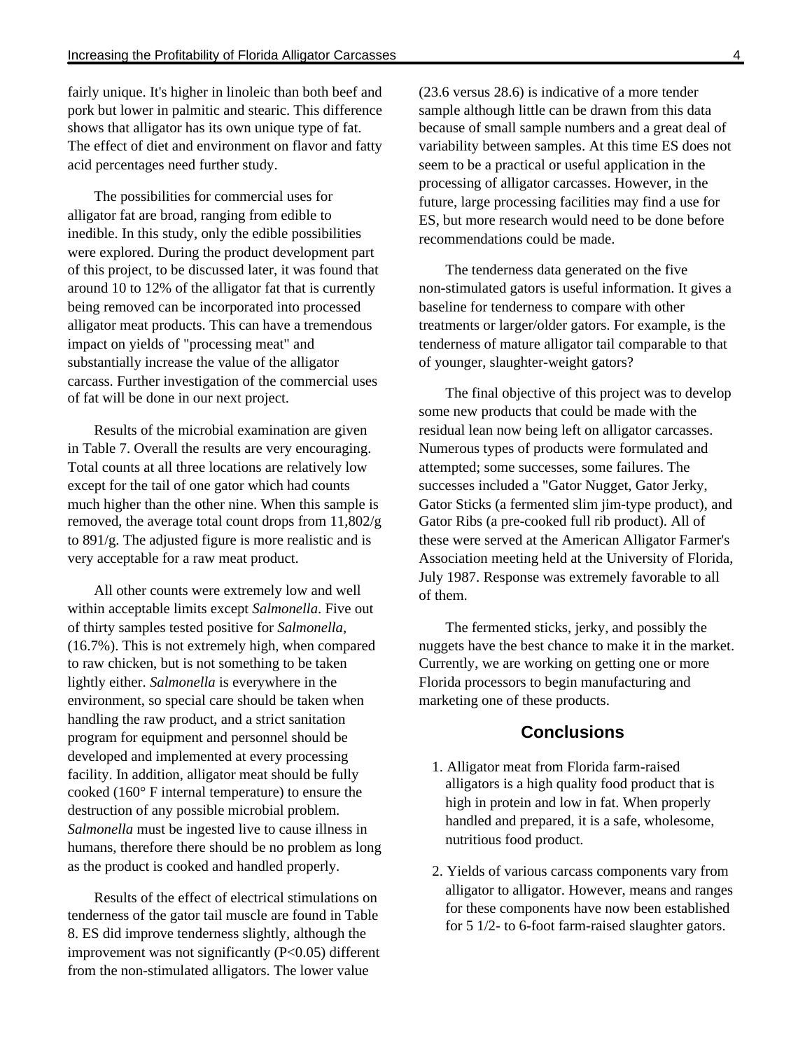fairly unique. It's higher in linoleic than both beef and pork but lower in palmitic and stearic. This difference shows that alligator has its own unique type of fat. The effect of diet and environment on flavor and fatty acid percentages need further study.

The possibilities for commercial uses for alligator fat are broad, ranging from edible to inedible. In this study, only the edible possibilities were explored. During the product development part of this project, to be discussed later, it was found that around 10 to 12% of the alligator fat that is currently being removed can be incorporated into processed alligator meat products. This can have a tremendous impact on yields of "processing meat" and substantially increase the value of the alligator carcass. Further investigation of the commercial uses of fat will be done in our next project.

Results of the microbial examination are given in Table 7. Overall the results are very encouraging. Total counts at all three locations are relatively low except for the tail of one gator which had counts much higher than the other nine. When this sample is removed, the average total count drops from 11,802/g to 891/g. The adjusted figure is more realistic and is very acceptable for a raw meat product.

All other counts were extremely low and well within acceptable limits except *Salmonella*. Five out of thirty samples tested positive for *Salmonella*, (16.7%). This is not extremely high, when compared to raw chicken, but is not something to be taken lightly either. *Salmonella* is everywhere in the environment, so special care should be taken when handling the raw product, and a strict sanitation program for equipment and personnel should be developed and implemented at every processing facility. In addition, alligator meat should be fully cooked (160° F internal temperature) to ensure the destruction of any possible microbial problem. *Salmonella* must be ingested live to cause illness in humans, therefore there should be no problem as long as the product is cooked and handled properly.

Results of the effect of electrical stimulations on tenderness of the gator tail muscle are found in Table 8. ES did improve tenderness slightly, although the improvement was not significantly ($P<0.05$) different from the non-stimulated alligators. The lower value (23.6 versus 28.6) is indicative of a more tender sample although little can be drawn from this data because of small sample numbers and a great deal of variability between samples. At this time ES does not seem to be a practical or useful application in the processing of alligator carcasses. However, in the future, large processing facilities may find a use for ES, but more research would need to be done before recommendations could be made.

The tenderness data generated on the five non-stimulated gators is useful information. It gives a baseline for tenderness to compare with other treatments or larger/older gators. For example, is the tenderness of mature alligator tail comparable to that of younger, slaughter-weight gators?

The final objective of this project was to develop some new products that could be made with the residual lean now being left on alligator carcasses. Numerous types of products were formulated and attempted; some successes, some failures. The successes included a "Gator Nugget, Gator Jerky, Gator Sticks (a fermented slim jim-type product), and Gator Ribs (a pre-cooked full rib product). All of these were served at the American Alligator Farmer's Association meeting held at the University of Florida, July 1987. Response was extremely favorable to all of them.

The fermented sticks, jerky, and possibly the nuggets have the best chance to make it in the market. Currently, we are working on getting one or more Florida processors to begin manufacturing and marketing one of these products.

## Conclusions

1. Alligator meat from Florida farm-raised alligators is a high quality food product that is high in protein and low in fat. When properly handled and prepared, it is a safe, wholesome, nutritious food product.
2. Yields of various carcass components vary from alligator to alligator. However, means and ranges for these components have now been established for 5 1/2- to 6-foot farm-raised slaughter gators.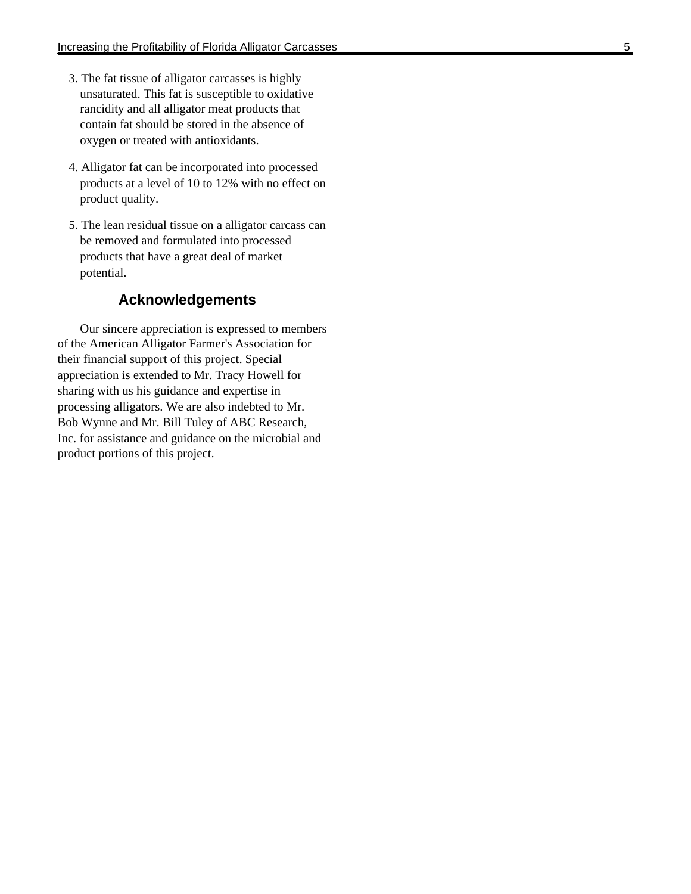3. The fat tissue of alligator carcasses is highly unsaturated. This fat is susceptible to oxidative rancidity and all alligator meat products that contain fat should be stored in the absence of oxygen or treated with antioxidants.

4. Alligator fat can be incorporated into processed products at a level of 10 to 12% with no effect on product quality.

5. The lean residual tissue on a alligator carcass can be removed and formulated into processed products that have a great deal of market potential.

## Acknowledgements

Our sincere appreciation is expressed to members of the American Alligator Farmer's Association for their financial support of this project. Special appreciation is extended to Mr. Tracy Howell for sharing with us his guidance and expertise in processing alligators. We are also indebted to Mr. Bob Wynne and Mr. Bill Tuley of ABC Research, Inc. for assistance and guidance on the microbial and product portions of this project.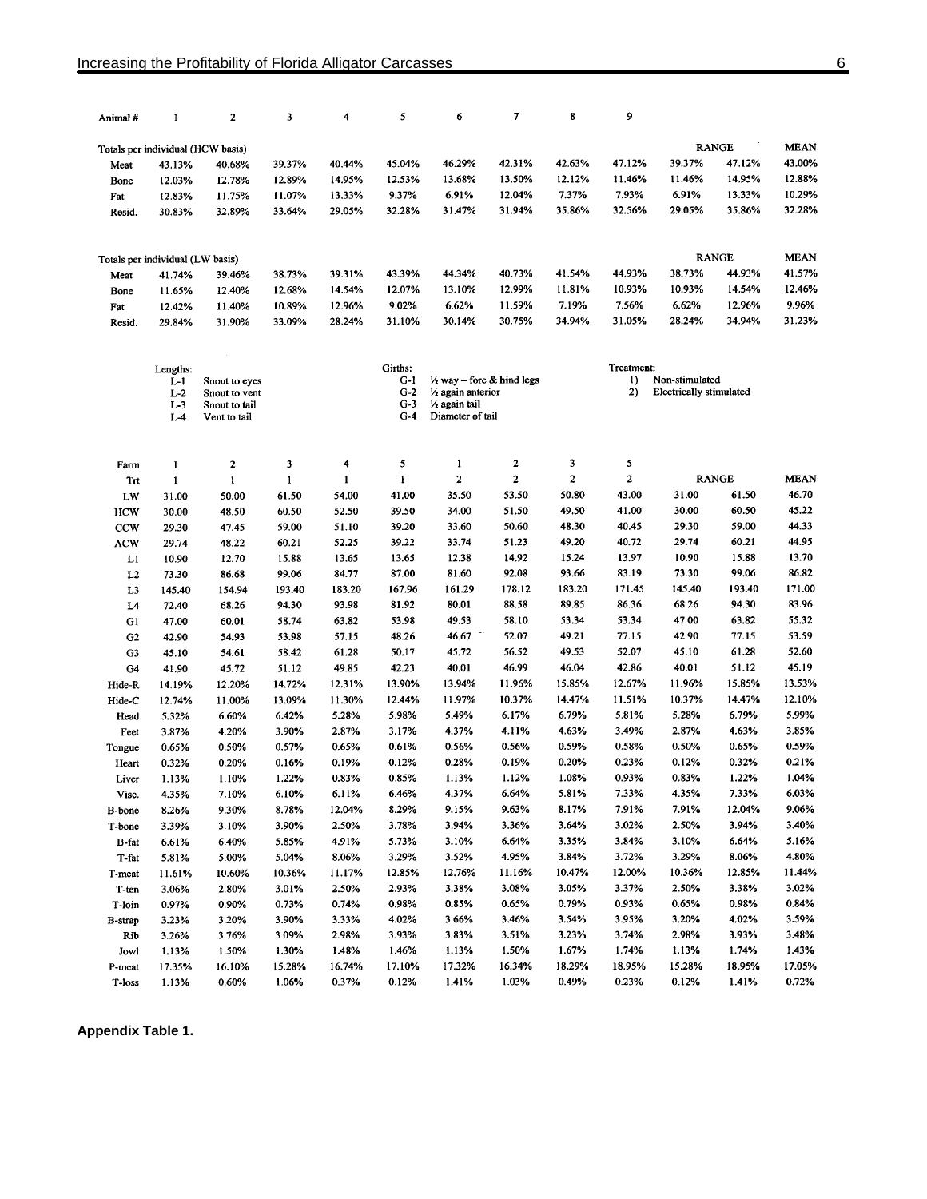| Animal # | 1 | 2 | 3 | 4 | 5 | 6 | 7 | 8 | 9 | | | |
|---|---|---|---|---|---|---|---|---|---|---|---|---|
| **Totals per individual (HCW basis)** | | | | | | | | | | RANGE | | MEAN |
| Meat | 43.13% | 40.68% | 39.37% | 40.44% | 45.04% | 46.29% | 42.31% | 42.63% | 47.12% | 39.37% | 47.12% | 43.00% |
| Bone | 12.03% | 12.78% | 12.89% | 14.95% | 12.53% | 13.68% | 13.50% | 12.12% | 11.46% | 11.46% | 14.95% | 12.88% |
| Fat | 12.83% | 11.75% | 11.07% | 13.33% | 9.37% | 6.91% | 12.04% | 7.37% | 7.93% | 6.91% | 13.33% | 10.29% |
| Resid. | 30.83% | 32.89% | 33.64% | 29.05% | 32.28% | 31.47% | 31.94% | 35.86% | 32.56% | 29.05% | 35.86% | 32.28% |
| **Totals per individual (LW basis)** | | | | | | | | | | RANGE | | MEAN |
| Meat | 41.74% | 39.46% | 38.73% | 39.31% | 43.39% | 44.34% | 40.73% | 41.54% | 44.93% | 38.73% | 44.93% | 41.57% |
| Bone | 11.65% | 12.40% | 12.68% | 14.54% | 12.07% | 13.10% | 12.99% | 11.81% | 10.93% | 10.93% | 14.54% | 12.46% |
| Fat | 12.42% | 11.40% | 10.89% | 12.96% | 9.02% | 6.62% | 11.59% | 7.19% | 7.56% | 6.62% | 12.96% | 9.96% |
| Resid. | 29.84% | 31.90% | 33.09% | 28.24% | 31.10% | 30.14% | 30.75% | 34.94% | 31.05% | 28.24% | 34.94% | 31.23% |

Lengths:
- L-1 Snout to eyes
- L-2 Snout to vent
- L-3 Snout to tail
- L-4 Vent to tail

Girths:
- G-1 ½ way – fore & hind legs
- G-2 ½ again anterior
- G-3 ½ again tail
- G-4 Diameter of tail

Treatment:
1) Non-stimulated
2) Electrically stimulated

| Farm | 1 | 2 | 3 | 4 | 5 | 1 | 2 | 3 | 5 | | | |
|---|---|---|---|---|---|---|---|---|---|---|---|---|
| Trt | 1 | 1 | 1 | 1 | 1 | 2 | 2 | 2 | 2 | RANGE | | MEAN |
| LW | 31.00 | 50.00 | 61.50 | 54.00 | 41.00 | 35.50 | 53.50 | 50.80 | 43.00 | 31.00 | 61.50 | 46.70 |
| HCW | 30.00 | 48.50 | 60.50 | 52.50 | 39.50 | 34.00 | 51.50 | 49.50 | 41.00 | 30.00 | 60.50 | 45.22 |
| CCW | 29.30 | 47.45 | 59.00 | 51.10 | 39.20 | 33.60 | 50.60 | 48.30 | 40.45 | 29.30 | 59.00 | 44.33 |
| ACW | 29.74 | 48.22 | 60.21 | 52.25 | 39.22 | 33.74 | 51.23 | 49.20 | 40.72 | 29.74 | 60.21 | 44.95 |
| L1 | 10.90 | 12.70 | 15.88 | 13.65 | 13.65 | 12.38 | 14.92 | 15.24 | 13.97 | 10.90 | 15.88 | 13.70 |
| L2 | 73.30 | 86.68 | 99.06 | 84.77 | 87.00 | 81.60 | 92.08 | 93.66 | 83.19 | 73.30 | 99.06 | 86.82 |
| L3 | 145.40 | 154.94 | 193.40 | 183.20 | 167.96 | 161.29 | 178.12 | 183.20 | 171.45 | 145.40 | 193.40 | 171.00 |
| L4 | 72.40 | 68.26 | 94.30 | 93.98 | 81.92 | 80.01 | 88.58 | 89.85 | 86.36 | 68.26 | 94.30 | 83.96 |
| G1 | 47.00 | 60.01 | 58.74 | 63.82 | 53.98 | 49.53 | 58.10 | 53.34 | 53.34 | 47.00 | 63.82 | 55.32 |
| G2 | 42.90 | 54.93 | 53.98 | 57.15 | 48.26 | 46.67 | 52.07 | 49.21 | 77.15 | 42.90 | 77.15 | 53.59 |
| G3 | 45.10 | 54.61 | 58.42 | 61.28 | 50.17 | 45.72 | 56.52 | 49.53 | 52.07 | 45.10 | 61.28 | 52.60 |
| G4 | 41.90 | 45.72 | 51.12 | 49.85 | 42.23 | 40.01 | 46.99 | 46.04 | 42.86 | 40.01 | 51.12 | 45.19 |
| Hide-R | 14.19% | 12.20% | 14.72% | 12.31% | 13.90% | 13.94% | 11.96% | 15.85% | 12.67% | 11.96% | 15.85% | 13.53% |
| Hide-C | 12.74% | 11.00% | 13.09% | 11.30% | 12.44% | 11.97% | 10.37% | 14.47% | 11.51% | 10.37% | 14.47% | 12.10% |
| Head | 5.32% | 6.60% | 6.42% | 5.28% | 5.98% | 5.49% | 6.17% | 6.79% | 5.81% | 5.28% | 6.79% | 5.99% |
| Feet | 3.87% | 4.20% | 3.90% | 2.87% | 3.17% | 4.37% | 4.11% | 4.63% | 3.49% | 2.87% | 4.63% | 3.85% |
| Tongue | 0.65% | 0.50% | 0.57% | 0.65% | 0.61% | 0.56% | 0.56% | 0.59% | 0.58% | 0.50% | 0.65% | 0.59% |
| Heart | 0.32% | 0.20% | 0.16% | 0.19% | 0.12% | 0.28% | 0.19% | 0.20% | 0.23% | 0.12% | 0.32% | 0.21% |
| Liver | 1.13% | 1.10% | 1.22% | 0.83% | 0.85% | 1.13% | 1.12% | 1.08% | 0.93% | 0.83% | 1.22% | 1.04% |
| Visc. | 4.35% | 7.10% | 6.10% | 6.11% | 6.46% | 4.37% | 6.64% | 5.81% | 7.33% | 4.35% | 7.33% | 6.03% |
| B-bone | 8.26% | 9.30% | 8.78% | 12.04% | 8.29% | 9.15% | 9.63% | 8.17% | 7.91% | 7.91% | 12.04% | 9.06% |
| T-bone | 3.39% | 3.10% | 3.90% | 2.50% | 3.78% | 3.94% | 3.36% | 3.64% | 3.02% | 2.50% | 3.94% | 3.40% |
| B-fat | 6.61% | 6.40% | 5.85% | 4.91% | 5.73% | 3.10% | 6.64% | 3.35% | 3.84% | 3.10% | 6.64% | 5.16% |
| T-fat | 5.81% | 5.00% | 5.04% | 8.06% | 3.29% | 3.52% | 4.95% | 3.84% | 3.72% | 3.29% | 8.06% | 4.80% |
| T-meat | 11.61% | 10.60% | 10.36% | 11.17% | 12.85% | 12.76% | 11.16% | 10.47% | 12.00% | 10.36% | 12.85% | 11.44% |
| T-ten | 3.06% | 2.80% | 3.01% | 2.50% | 2.93% | 3.38% | 3.08% | 3.05% | 3.37% | 2.50% | 3.38% | 3.02% |
| T-loin | 0.97% | 0.90% | 0.73% | 0.74% | 0.98% | 0.85% | 0.65% | 0.79% | 0.93% | 0.65% | 0.98% | 0.84% |
| B-strap | 3.23% | 3.20% | 3.90% | 3.33% | 4.02% | 3.66% | 3.46% | 3.54% | 3.95% | 3.20% | 4.02% | 3.59% |
| Rib | 3.26% | 3.76% | 3.09% | 2.98% | 3.93% | 3.83% | 3.51% | 3.23% | 3.74% | 2.98% | 3.93% | 3.48% |
| Jowl | 1.13% | 1.50% | 1.30% | 1.48% | 1.46% | 1.13% | 1.50% | 1.67% | 1.74% | 1.13% | 1.74% | 1.43% |
| P-meat | 17.35% | 16.10% | 15.28% | 16.74% | 17.10% | 17.32% | 16.34% | 18.29% | 18.95% | 15.28% | 18.95% | 17.05% |
| T-loss | 1.13% | 0.60% | 1.06% | 0.37% | 0.12% | 1.41% | 1.03% | 0.49% | 0.23% | 0.12% | 1.41% | 0.72% |

**Appendix Table 1.**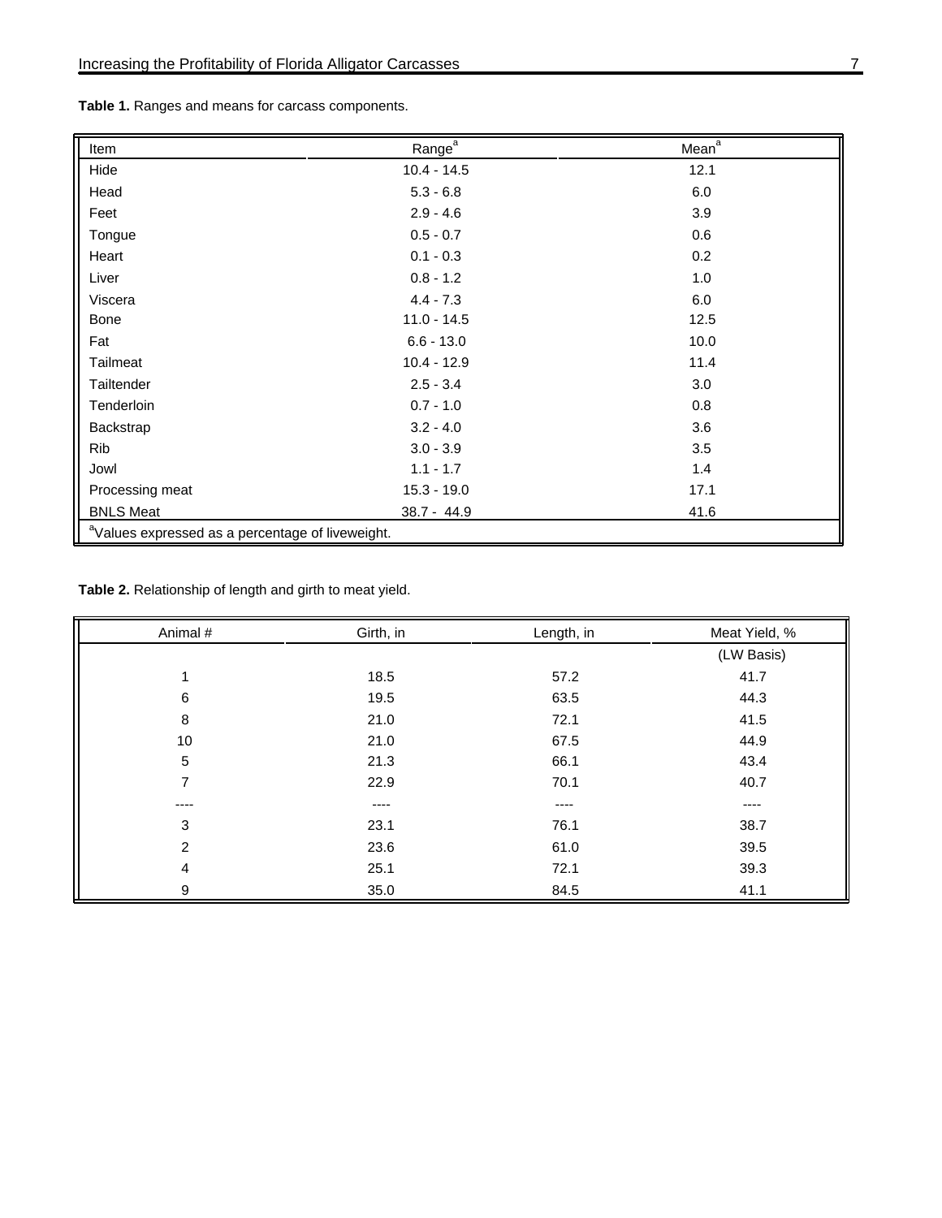**Table 1.** Ranges and means for carcass components.

| Item | Range[a] | Mean[a] |
|---|---|---|
| Hide | 10.4 - 14.5 | 12.1 |
| Head | 5.3 - 6.8 | 6.0 |
| Feet | 2.9 - 4.6 | 3.9 |
| Tongue | 0.5 - 0.7 | 0.6 |
| Heart | 0.1 - 0.3 | 0.2 |
| Liver | 0.8 - 1.2 | 1.0 |
| Viscera | 4.4 - 7.3 | 6.0 |
| Bone | 11.0 - 14.5 | 12.5 |
| Fat | 6.6 - 13.0 | 10.0 |
| Tailmeat | 10.4 - 12.9 | 11.4 |
| Tailtender | 2.5 - 3.4 | 3.0 |
| Tenderloin | 0.7 - 1.0 | 0.8 |
| Backstrap | 3.2 - 4.0 | 3.6 |
| Rib | 3.0 - 3.9 | 3.5 |
| Jowl | 1.1 - 1.7 | 1.4 |
| Processing meat | 15.3 - 19.0 | 17.1 |
| BNLS Meat | 38.7 - 44.9 | 41.6 |

[a]Values expressed as a percentage of liveweight.

**Table 2.** Relationship of length and girth to meat yield.

| Animal # | Girth, in | Length, in | Meat Yield, % |
|---|---|---|---|
| | | | (LW Basis) |
| 1 | 18.5 | 57.2 | 41.7 |
| 6 | 19.5 | 63.5 | 44.3 |
| 8 | 21.0 | 72.1 | 41.5 |
| 10 | 21.0 | 67.5 | 44.9 |
| 5 | 21.3 | 66.1 | 43.4 |
| 7 | 22.9 | 70.1 | 40.7 |
| ---- | ---- | ---- | ---- |
| 3 | 23.1 | 76.1 | 38.7 |
| 2 | 23.6 | 61.0 | 39.5 |
| 4 | 25.1 | 72.1 | 39.3 |
| 9 | 35.0 | 84.5 | 41.1 |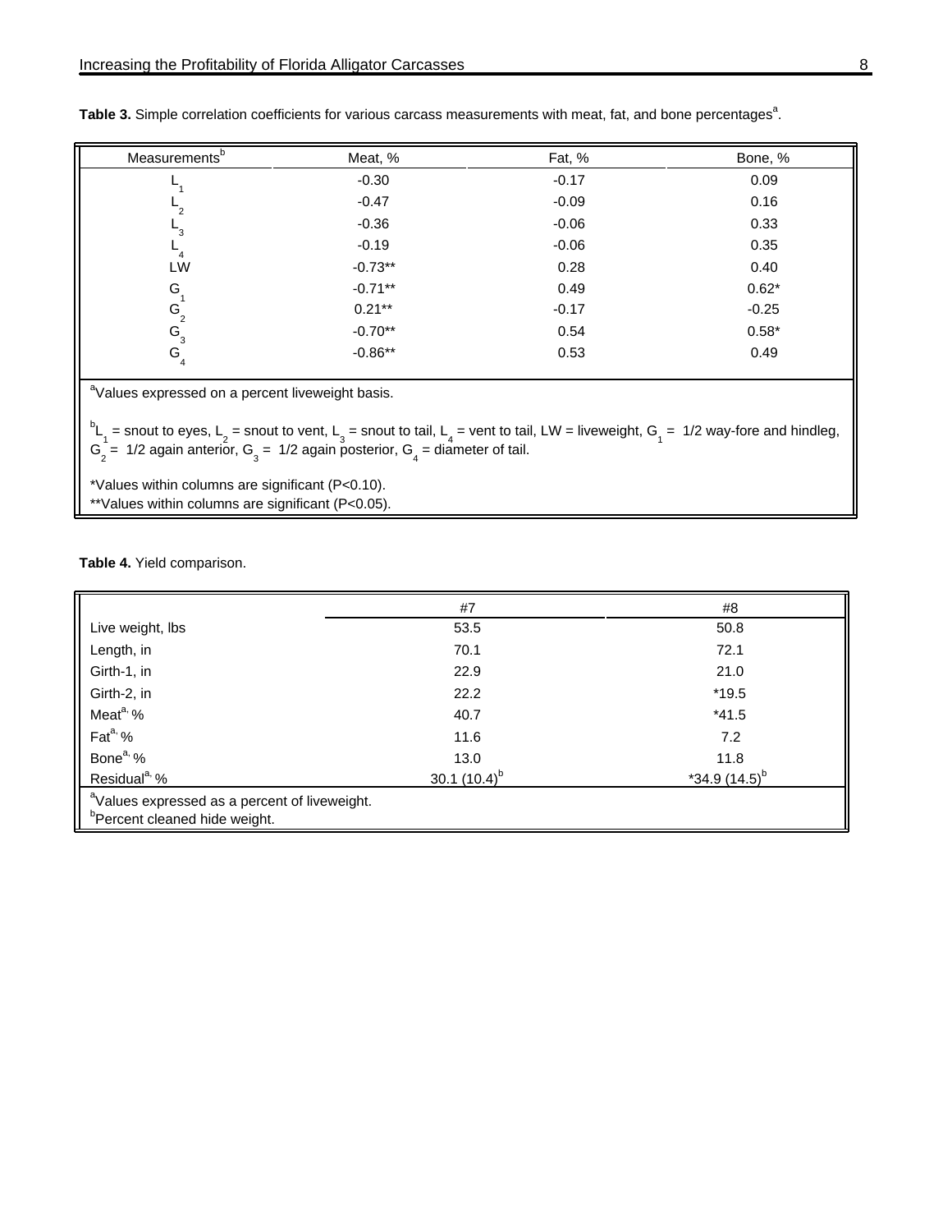**Table 3.** Simple correlation coefficients for various carcass measurements with meat, fat, and bone percentages[a].

| Measurements[b] | Meat, % | Fat, % | Bone, % |
|---|---|---|---|
| $L_1$ | -0.30 | -0.17 | 0.09 |
| $L_2$ | -0.47 | -0.09 | 0.16 |
| $L_3$ | -0.36 | -0.06 | 0.33 |
| $L_4$ | -0.19 | -0.06 | 0.35 |
| LW | -0.73** | 0.28 | 0.40 |
| $G_1$ | -0.71** | 0.49 | 0.62* |
| $G_2$ | 0.21** | -0.17 | -0.25 |
| $G_3$ | -0.70** | 0.54 | 0.58* |
| $G_4$ | -0.86** | 0.53 | 0.49 |

[a]Values expressed on a percent liveweight basis.

[b]$L_1$ = snout to eyes, $L_2$ = snout to vent, $L_3$ = snout to tail, $L_4$ = vent to tail, LW = liveweight, $G_1$ = 1/2 way-fore and hindleg, $G_2$ = 1/2 again anterior, $G_3$ = 1/2 again posterior, $G_4$ = diameter of tail.

*Values within columns are significant ($P<0.10$).
**Values within columns are significant ($P<0.05$).

**Table 4.** Yield comparison.

| | #7 | #8 |
|---|---|---|
| Live weight, lbs | 53.5 | 50.8 |
| Length, in | 70.1 | 72.1 |
| Girth-1, in | 22.9 | 21.0 |
| Girth-2, in | 22.2 | *19.5 |
| Meat[a], % | 40.7 | *41.5 |
| Fat[a], % | 11.6 | 7.2 |
| Bone[a], % | 13.0 | 11.8 |
| Residual[a], % | 30.1 (10.4)[b] | *34.9 (14.5)[b] |

[a]Values expressed as a percent of liveweight.
[b]Percent cleaned hide weight.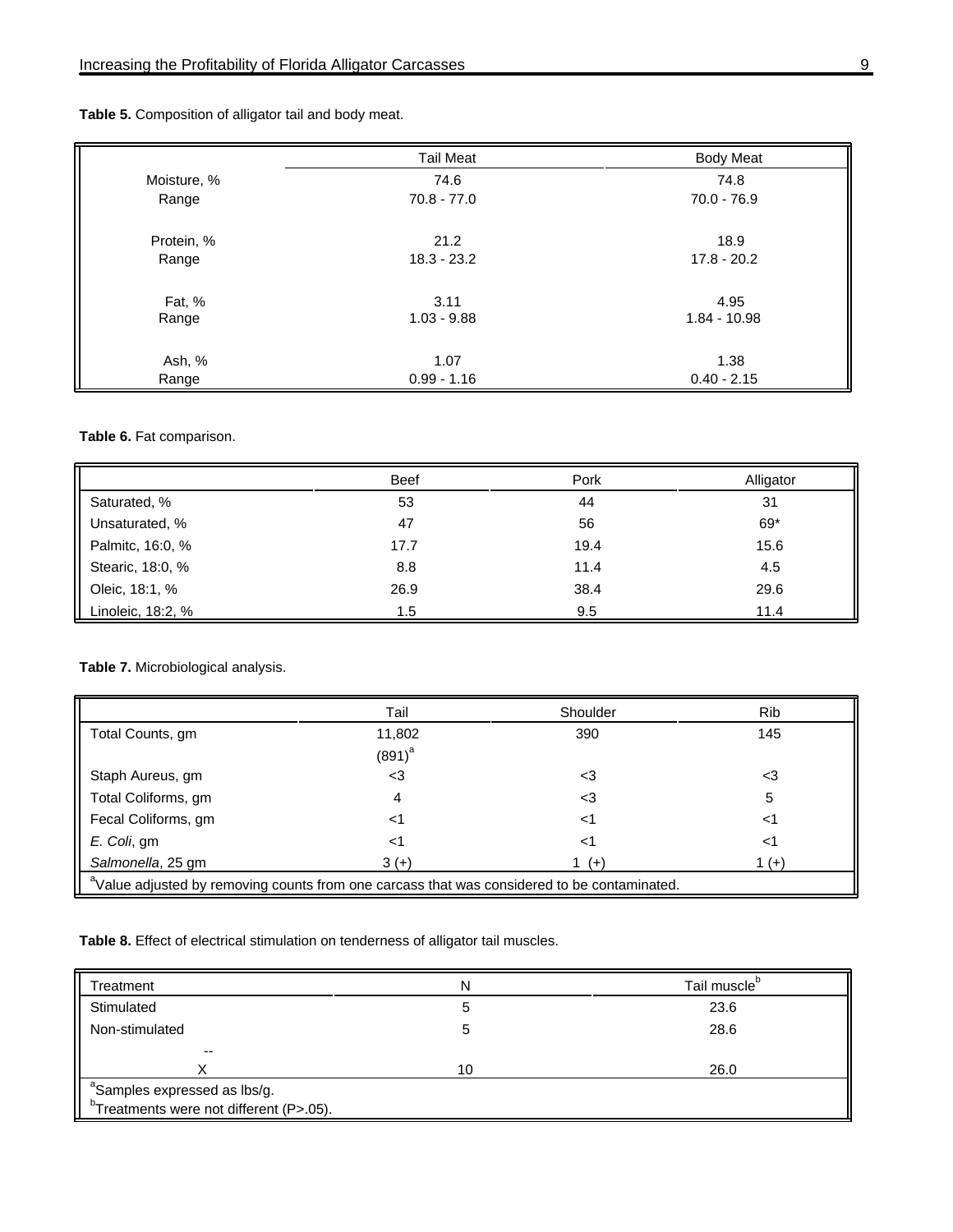**Table 5.** Composition of alligator tail and body meat.

| | Tail Meat | Body Meat |
|---|---|---|
| Moisture, % | 74.6 | 74.8 |
| Range | 70.8 - 77.0 | 70.0 - 76.9 |
| Protein, % | 21.2 | 18.9 |
| Range | 18.3 - 23.2 | 17.8 - 20.2 |
| Fat, % | 3.11 | 4.95 |
| Range | 1.03 - 9.88 | 1.84 - 10.98 |
| Ash, % | 1.07 | 1.38 |
| Range | 0.99 - 1.16 | 0.40 - 2.15 |

**Table 6.** Fat comparison.

| | Beef | Pork | Alligator |
|---|---|---|---|
| Saturated, % | 53 | 44 | 31 |
| Unsaturated, % | 47 | 56 | 69* |
| Palmitc, 16:0, % | 17.7 | 19.4 | 15.6 |
| Stearic, 18:0, % | 8.8 | 11.4 | 4.5 |
| Oleic, 18:1, % | 26.9 | 38.4 | 29.6 |
| Linoleic, 18:2, % | 1.5 | 9.5 | 11.4 |

**Table 7.** Microbiological analysis.

| | Tail | Shoulder | Rib |
|---|---|---|---|
| Total Counts, gm | 11,802 (891)[a] | 390 | 145 |
| Staph Aureus, gm | <3 | <3 | <3 |
| Total Coliforms, gm | 4 | <3 | 5 |
| Fecal Coliforms, gm | <1 | <1 | <1 |
| *E. Coli*, gm | <1 | <1 | <1 |
| *Salmonella*, 25 gm | 3 (+) | 1 (+) | 1 (+) |

[a]Value adjusted by removing counts from one carcass that was considered to be contaminated.

**Table 8.** Effect of electrical stimulation on tenderness of alligator tail muscles.

| Treatment | N | Tail muscle[b] |
|---|---|---|
| Stimulated | 5 | 23.6 |
| Non-stimulated | 5 | 28.6 |
| $\bar{X}$ | 10 | 26.0 |

[a]Samples expressed as lbs/g.
[b]Treatments were not different ($P>.05$).